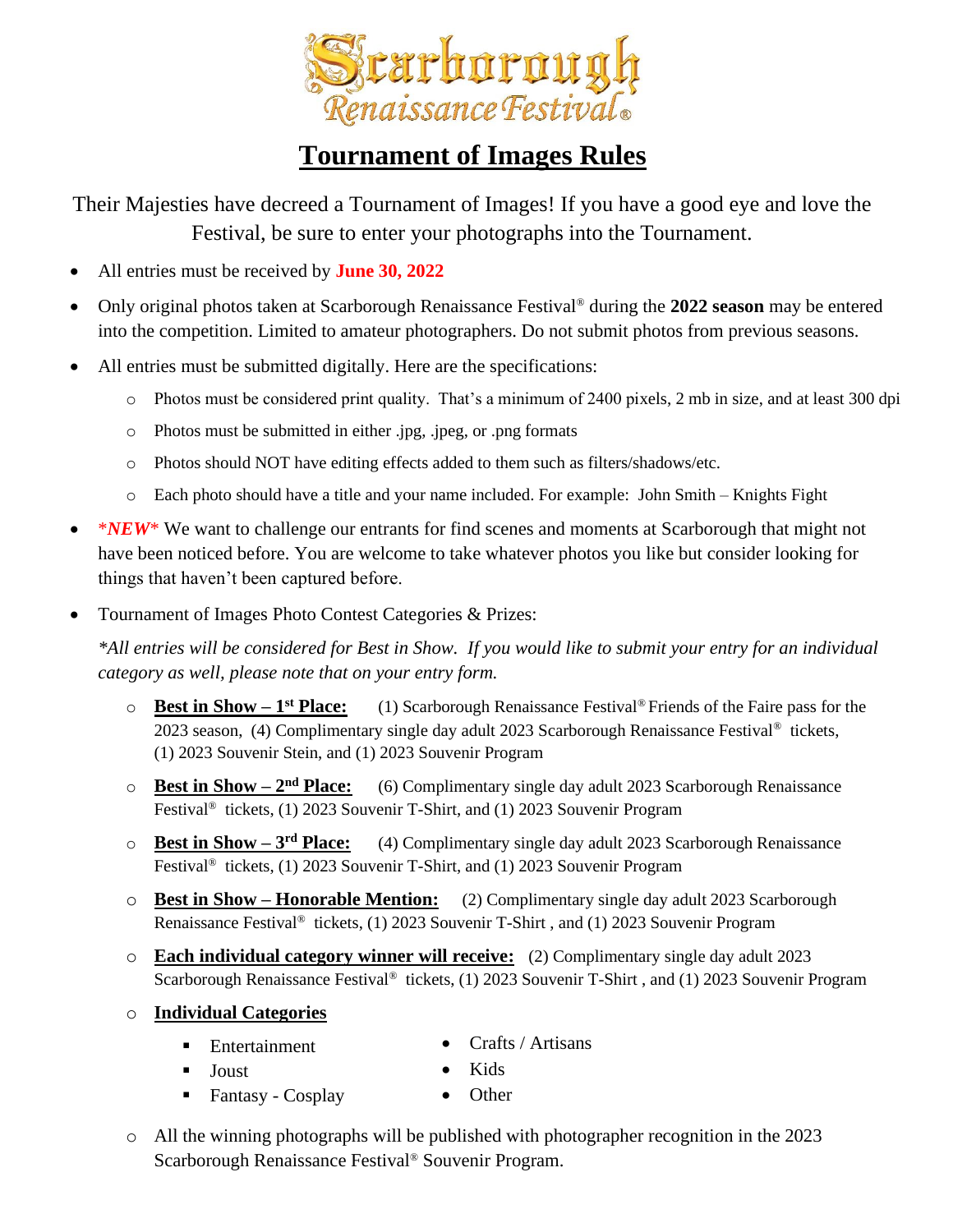# Scarborough Renaissance Festival®

## Tournament of Images Rules

Their Majesties have decreed a Tournament of Images! If you have a good eye and love the Festival, be sure to enter your photographs into the Tournament.

- All entries must be received by **June 30, 2022**
- Only original photos taken at Scarborough Renaissance Festival® during the **2022 season** may be entered into the competition. Limited to amateur photographers. Do not submit photos from previous seasons.
- All entries must be submitted digitally. Here are the specifications:
  - Photos must be considered print quality. That's a minimum of 2400 pixels, 2 mb in size, and at least 300 dpi
  - Photos must be submitted in either .jpg, .jpeg, or .png formats
  - Photos should NOT have editing effects added to them such as filters/shadows/etc.
  - Each photo should have a title and your name included. For example: John Smith – Knights Fight
- ****NEW**** We want to challenge our entrants for find scenes and moments at Scarborough that might not have been noticed before. You are welcome to take whatever photos you like but consider looking for things that haven't been captured before.
- Tournament of Images Photo Contest Categories & Prizes:

  *\*All entries will be considered for Best in Show. If you would like to submit your entry for an individual category as well, please note that on your entry form.*

  - **Best in Show – 1st Place:** (1) Scarborough Renaissance Festival® Friends of the Faire pass for the 2023 season, (4) Complimentary single day adult 2023 Scarborough Renaissance Festival® tickets, (1) 2023 Souvenir Stein, and (1) 2023 Souvenir Program
  - **Best in Show – 2nd Place:** (6) Complimentary single day adult 2023 Scarborough Renaissance Festival® tickets, (1) 2023 Souvenir T-Shirt, and (1) 2023 Souvenir Program
  - **Best in Show – 3rd Place:** (4) Complimentary single day adult 2023 Scarborough Renaissance Festival® tickets, (1) 2023 Souvenir T-Shirt, and (1) 2023 Souvenir Program
  - **Best in Show – Honorable Mention:** (2) Complimentary single day adult 2023 Scarborough Renaissance Festival® tickets, (1) 2023 Souvenir T-Shirt , and (1) 2023 Souvenir Program
  - **Each individual category winner will receive:** (2) Complimentary single day adult 2023 Scarborough Renaissance Festival® tickets, (1) 2023 Souvenir T-Shirt , and (1) 2023 Souvenir Program
  - **Individual Categories**
    - Entertainment
    - Joust
    - Fantasy - Cosplay
    - Crafts / Artisans
    - Kids
    - Other
  - All the winning photographs will be published with photographer recognition in the 2023 Scarborough Renaissance Festival® Souvenir Program.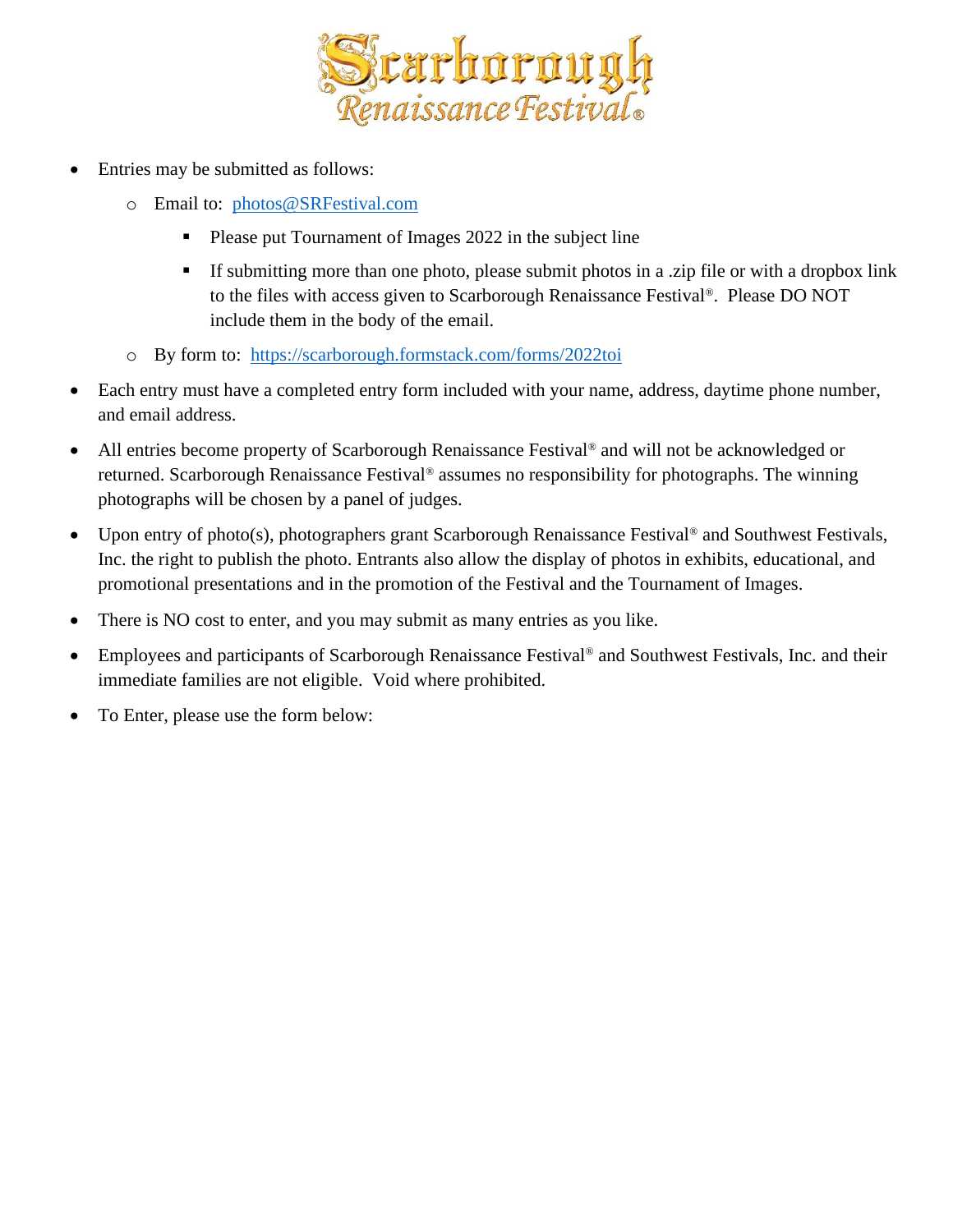- Entries may be submitted as follows:
  - Email to: photos@SRFestival.com
    - Please put Tournament of Images 2022 in the subject line
    - If submitting more than one photo, please submit photos in a .zip file or with a dropbox link to the files with access given to Scarborough Renaissance Festival®. Please DO NOT include them in the body of the email.
  - By form to: https://scarborough.formstack.com/forms/2022toi
- Each entry must have a completed entry form included with your name, address, daytime phone number, and email address.
- All entries become property of Scarborough Renaissance Festival® and will not be acknowledged or returned. Scarborough Renaissance Festival® assumes no responsibility for photographs. The winning photographs will be chosen by a panel of judges.
- Upon entry of photo(s), photographers grant Scarborough Renaissance Festival® and Southwest Festivals, Inc. the right to publish the photo. Entrants also allow the display of photos in exhibits, educational, and promotional presentations and in the promotion of the Festival and the Tournament of Images.
- There is NO cost to enter, and you may submit as many entries as you like.
- Employees and participants of Scarborough Renaissance Festival® and Southwest Festivals, Inc. and their immediate families are not eligible. Void where prohibited.
- To Enter, please use the form below: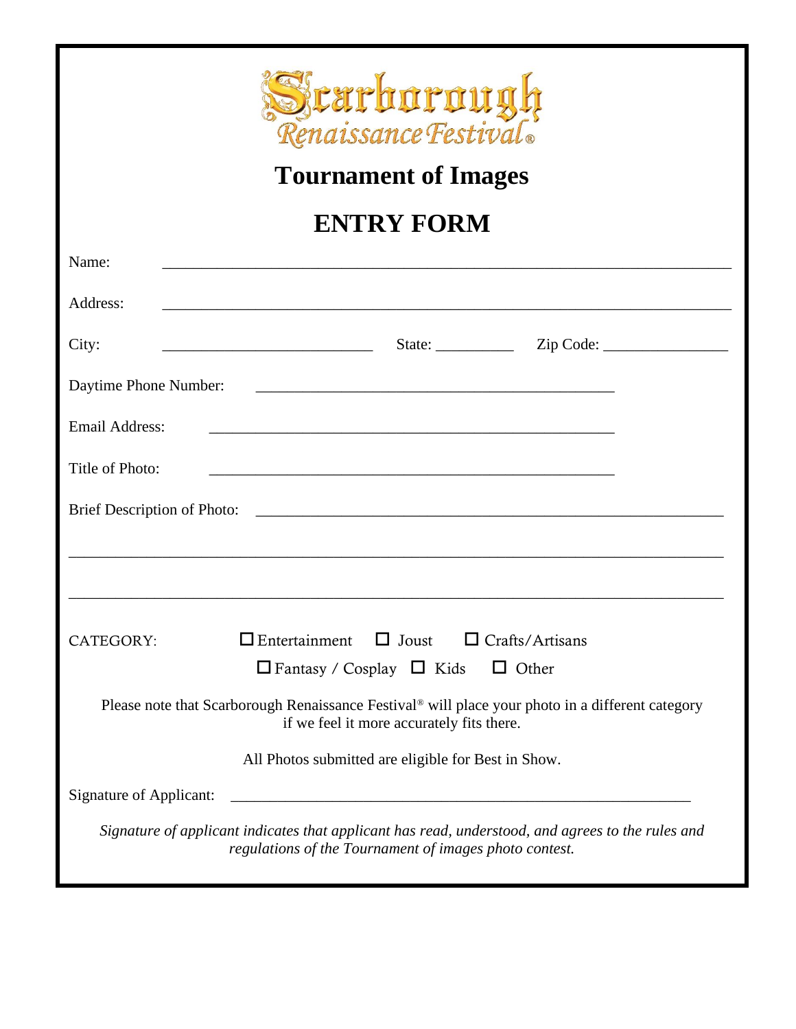# Scarborough Renaissance Festival®

## Tournament of Images

## ENTRY FORM

Name: ______________________________________________

Address: ______________________________________________

City: ____________________ State: __________ Zip Code: ________________

Daytime Phone Number: ______________________________________

Email Address: ______________________________________

Title of Photo: ______________________________________

Brief Description of Photo: ______________________________________

______________________________________________________________

______________________________________________________________

CATEGORY: ☐ Entertainment ☐ Joust ☐ Crafts/Artisans ☐ Fantasy / Cosplay ☐ Kids ☐ Other

Please note that Scarborough Renaissance Festival® will place your photo in a different category if we feel it more accurately fits there.

All Photos submitted are eligible for Best in Show.

Signature of Applicant: ______________________________________

*Signature of applicant indicates that applicant has read, understood, and agrees to the rules and regulations of the Tournament of images photo contest.*